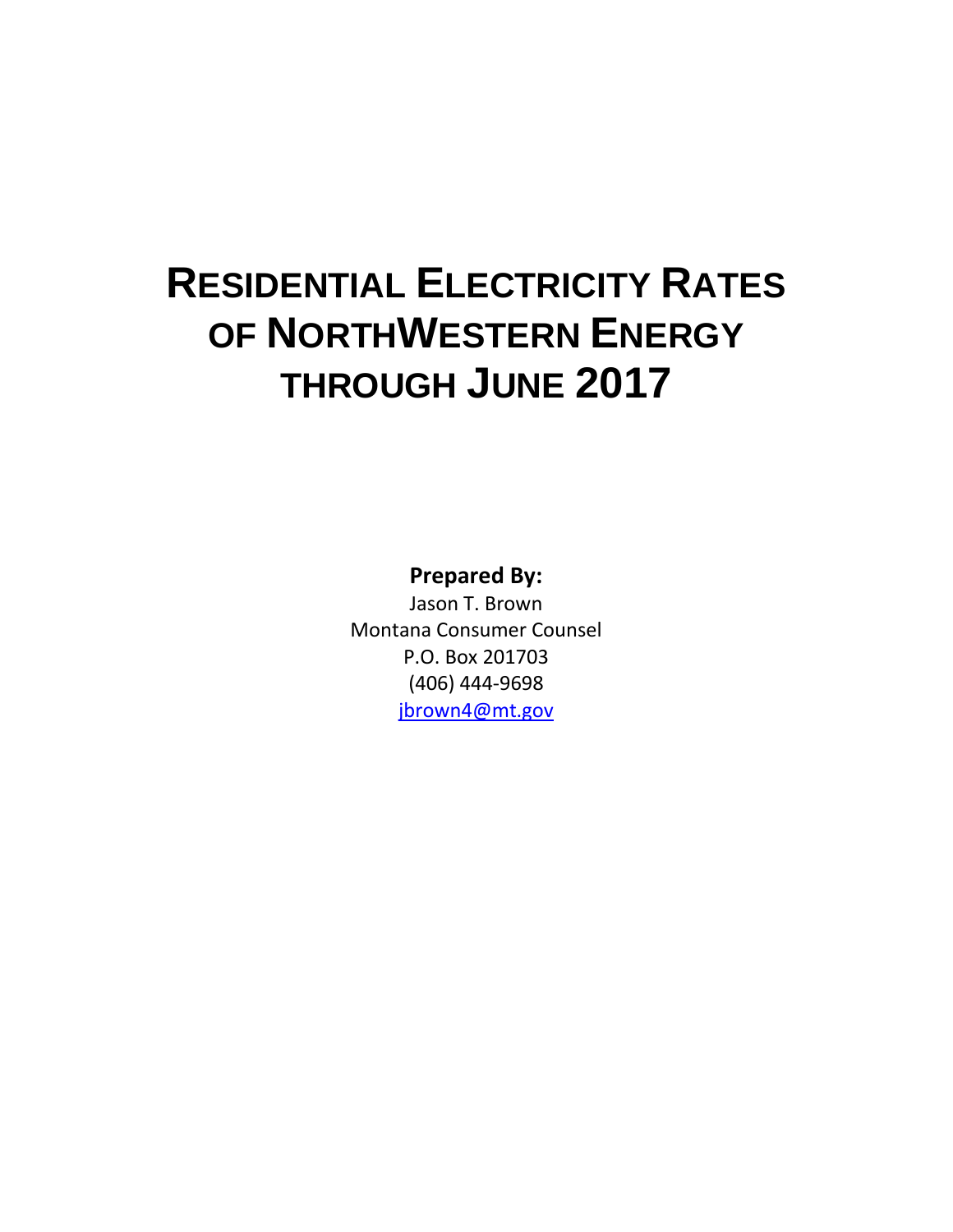# RESIDENTIAL ELECTRICITY RATES OF NORTHWESTERN ENERGY THROUGH JUNE 2017

**Prepared By:**

Jason T. Brown

Montana Consumer Counsel

P.O. Box 201703

(406) 444-9698

jbrown4@mt.gov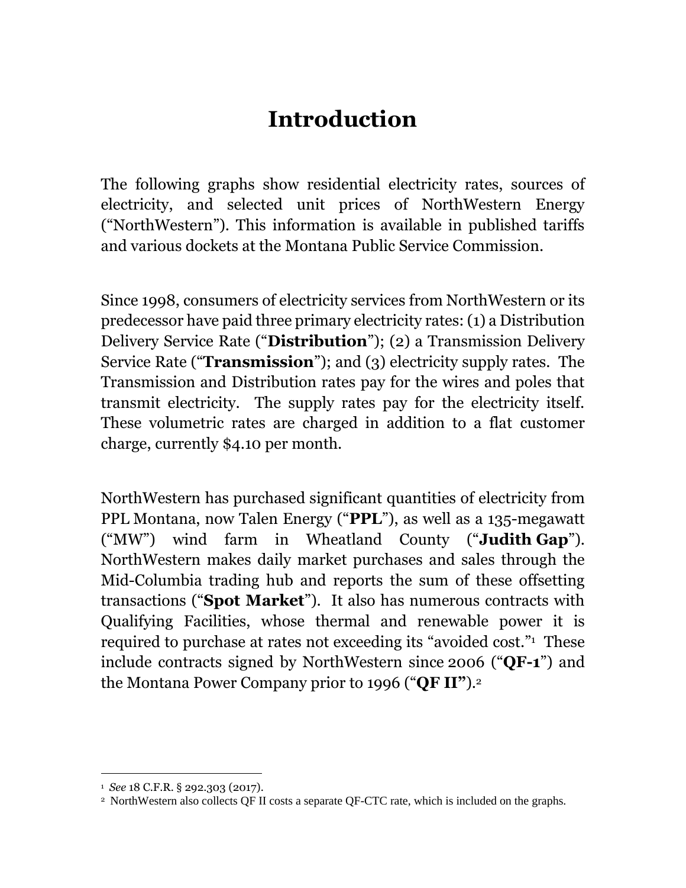# Introduction

The following graphs show residential electricity rates, sources of electricity, and selected unit prices of NorthWestern Energy ("NorthWestern"). This information is available in published tariffs and various dockets at the Montana Public Service Commission.

Since 1998, consumers of electricity services from NorthWestern or its predecessor have paid three primary electricity rates: (1) a Distribution Delivery Service Rate ("**Distribution**"); (2) a Transmission Delivery Service Rate ("**Transmission**"); and (3) electricity supply rates. The Transmission and Distribution rates pay for the wires and poles that transmit electricity. The supply rates pay for the electricity itself. These volumetric rates are charged in addition to a flat customer charge, currently $4.10 per month.

NorthWestern has purchased significant quantities of electricity from PPL Montana, now Talen Energy ("**PPL**"), as well as a 135-megawatt ("MW") wind farm in Wheatland County ("**Judith Gap**"). NorthWestern makes daily market purchases and sales through the Mid-Columbia trading hub and reports the sum of these offsetting transactions ("**Spot Market**"). It also has numerous contracts with Qualifying Facilities, whose thermal and renewable power it is required to purchase at rates not exceeding its "avoided cost."[1] These include contracts signed by NorthWestern since 2006 ("**QF-1**") and the Montana Power Company prior to 1996 ("**QF II"**).[2]

---

[1] *See* 18 C.F.R. § 292.303 (2017).

[2] NorthWestern also collects QF II costs a separate QF-CTC rate, which is included on the graphs.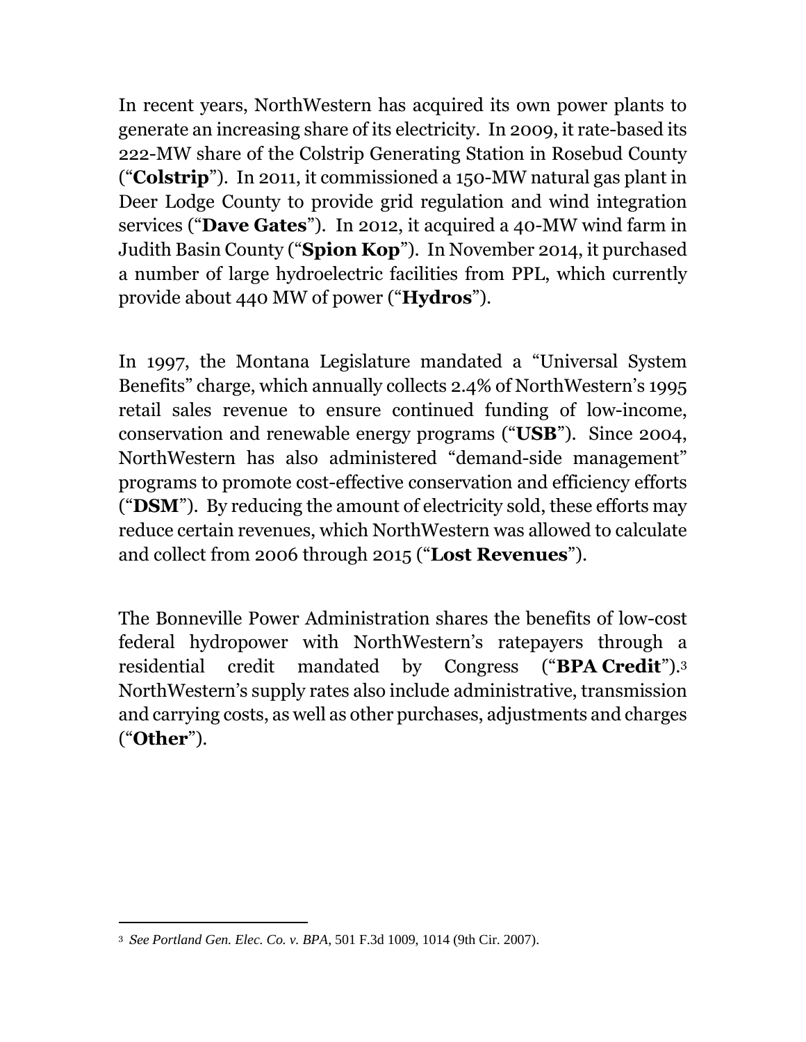In recent years, NorthWestern has acquired its own power plants to generate an increasing share of its electricity. In 2009, it rate-based its 222-MW share of the Colstrip Generating Station in Rosebud County ("**Colstrip**"). In 2011, it commissioned a 150-MW natural gas plant in Deer Lodge County to provide grid regulation and wind integration services ("**Dave Gates**"). In 2012, it acquired a 40-MW wind farm in Judith Basin County ("**Spion Kop**"). In November 2014, it purchased a number of large hydroelectric facilities from PPL, which currently provide about 440 MW of power ("**Hydros**").

In 1997, the Montana Legislature mandated a "Universal System Benefits" charge, which annually collects 2.4% of NorthWestern's 1995 retail sales revenue to ensure continued funding of low-income, conservation and renewable energy programs ("**USB**"). Since 2004, NorthWestern has also administered "demand-side management" programs to promote cost-effective conservation and efficiency efforts ("**DSM**"). By reducing the amount of electricity sold, these efforts may reduce certain revenues, which NorthWestern was allowed to calculate and collect from 2006 through 2015 ("**Lost Revenues**").

The Bonneville Power Administration shares the benefits of low-cost federal hydropower with NorthWestern's ratepayers through a residential credit mandated by Congress ("**BPA Credit**").[3] NorthWestern's supply rates also include administrative, transmission and carrying costs, as well as other purchases, adjustments and charges ("**Other**").

---

[3] *See Portland Gen. Elec. Co. v. BPA*, 501 F.3d 1009, 1014 (9th Cir. 2007).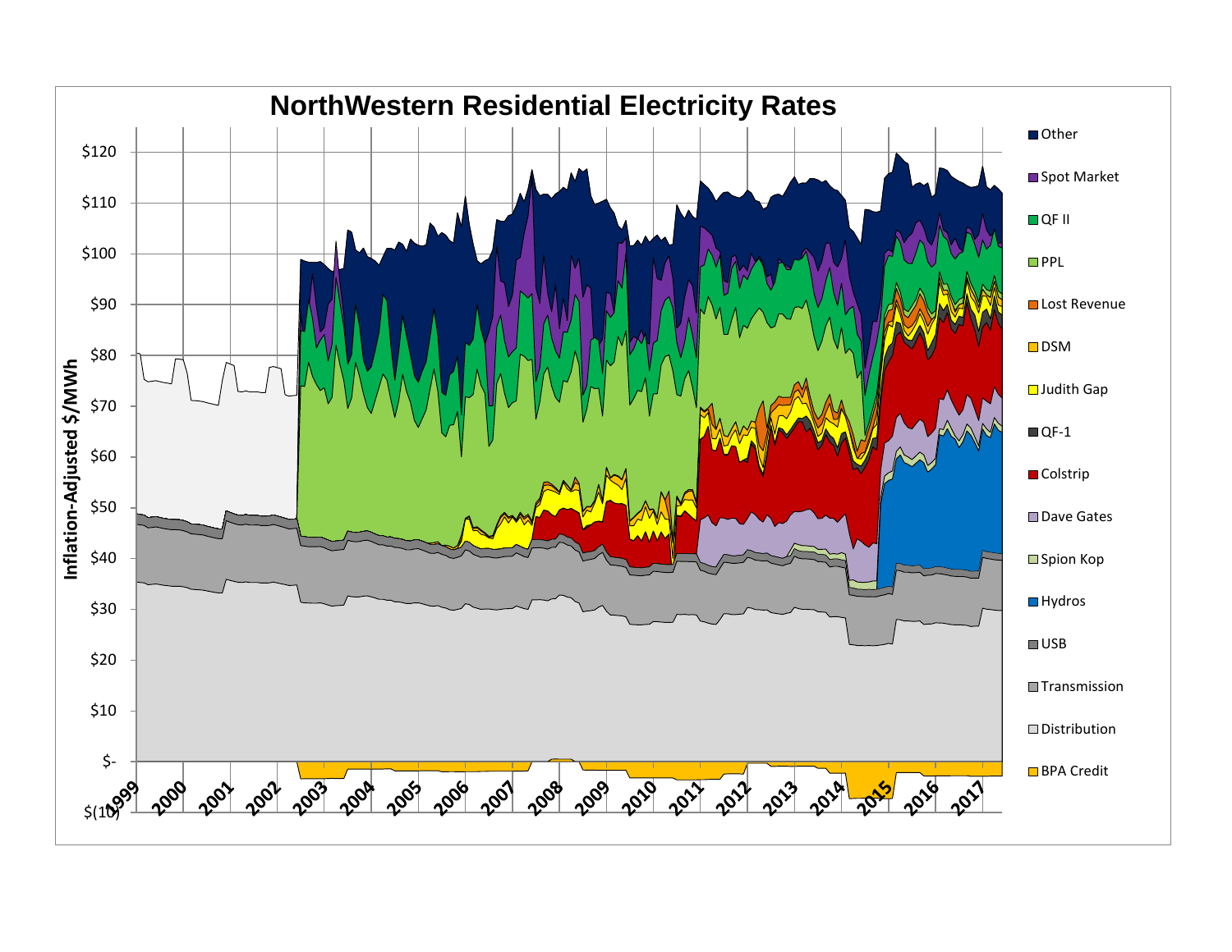NorthWestern Residential Electricity Rates

Inflation-Adjusted $/MWh

$120
$110
$100
$90
$80
$70
$60
$50
$40
$30
$20
$10
$-
$(10)

1999
2000
2001
2002
2003
2004
2005
2006
2007
2008
2009
2010
2011
2012
2013
2014
2015
2016
2017

Other
Spot Market
QF II
PPL
Lost Revenue
DSM
Judith Gap
QF-1
Colstrip
Dave Gates
Spion Kop
Hydros
USB
Transmission
Distribution
BPA Credit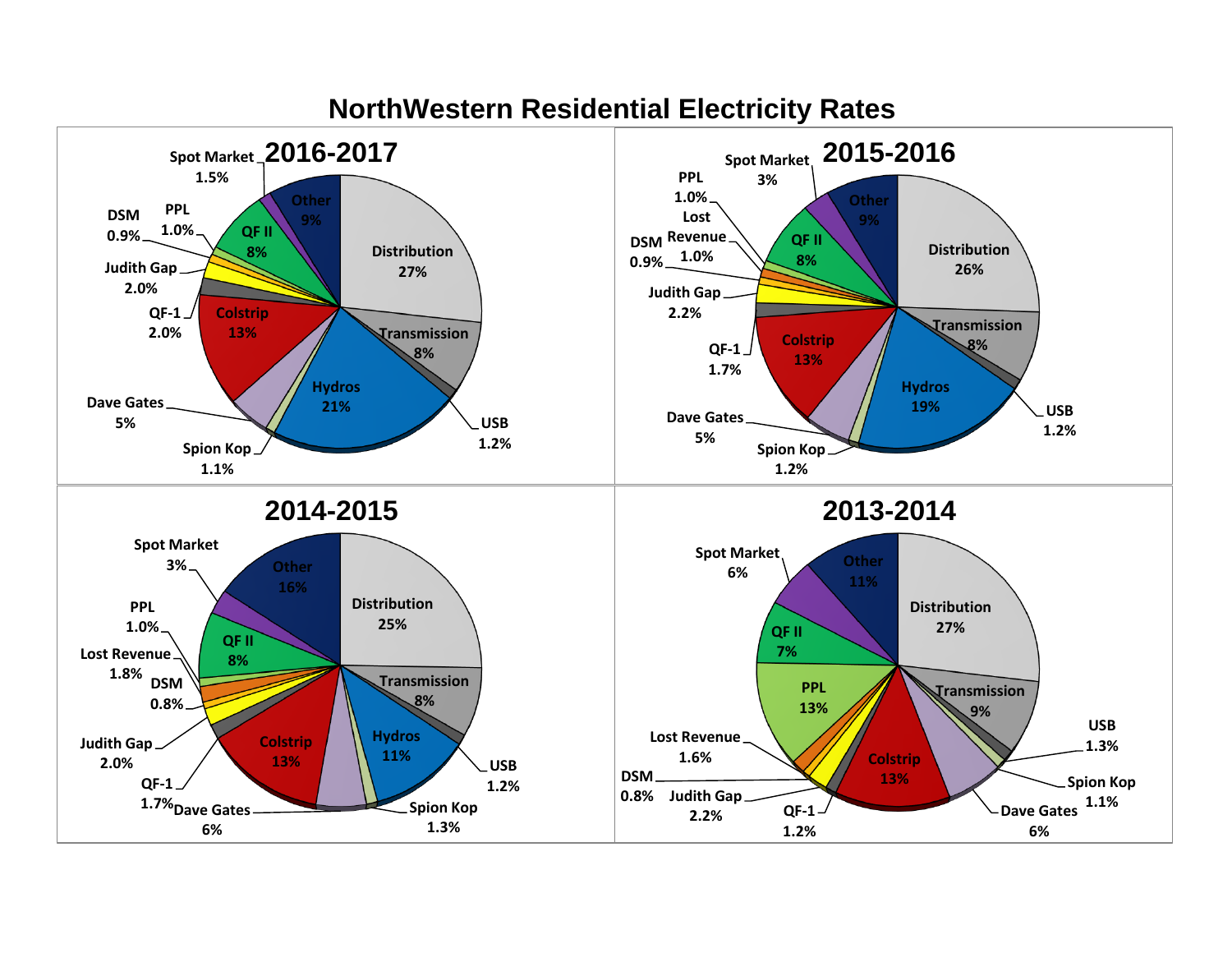# NorthWestern Residential Electricity Rates

## 2016-2017

Distribution 27%
Transmission 8%
USB 1.2%
Hydros 21%
Spion Kop 1.1%
Dave Gates 5%
Colstrip 13%
QF-1 2.0%
Judith Gap 2.0%
DSM 0.9%
PPL 1.0%
QF II 8%
Spot Market 1.5%
Other 9%

## 2015-2016

Distribution 26%
Transmission 8%
USB 1.2%
Hydros 19%
Spion Kop 1.2%
Dave Gates 5%
Colstrip 13%
QF-1 1.7%
Judith Gap 2.2%
DSM 0.9%
Lost Revenue 1.0%
PPL 1.0%
QF II 8%
Spot Market 3%
Other 9%

## 2014-2015

Distribution 25%
Transmission 8%
USB 1.2%
Hydros 11%
Spion Kop 1.3%
Dave Gates 6%
Colstrip 13%
QF-1 1.7%
Judith Gap 2.0%
DSM 0.8%
Lost Revenue 1.8%
PPL 1.0%
QF II 8%
Spot Market 3%
Other 16%

## 2013-2014

Distribution 27%
Transmission 9%
USB 1.3%
Spion Kop 1.1%
Dave Gates 6%
Colstrip 13%
QF-1 1.2%
Judith Gap 2.2%
DSM 0.8%
Lost Revenue 1.6%
PPL 13%
QF II 7%
Spot Market 6%
Other 11%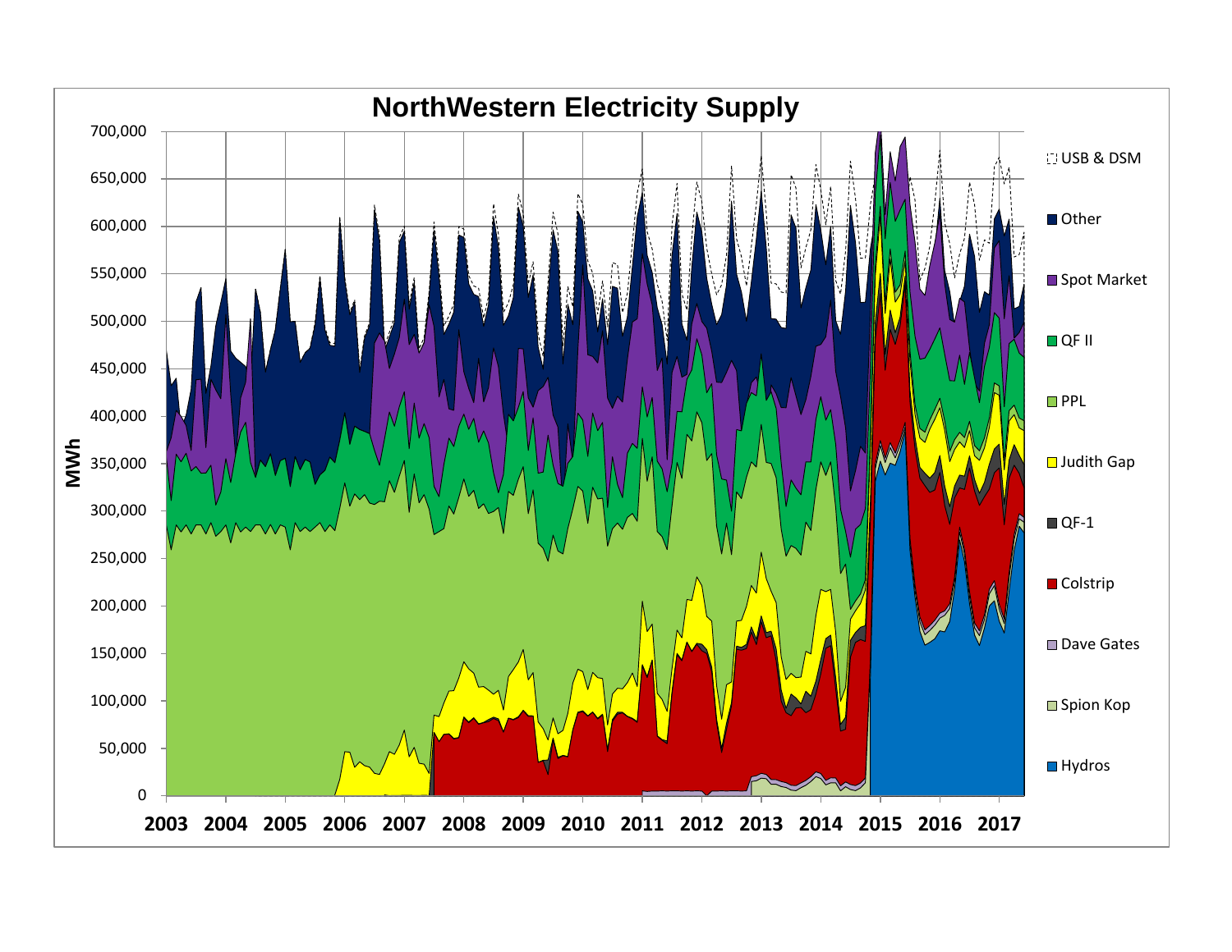# NorthWestern Electricity Supply

MWh

700,000
650,000
600,000
550,000
500,000
450,000
400,000
350,000
300,000
250,000
200,000
150,000
100,000
50,000
0

2003 2004 2005 2006 2007 2008 2009 2010 2011 2012 2013 2014 2015 2016 2017

USB & DSM
Other
Spot Market
QF II
PPL
Judith Gap
QF-1
Colstrip
Dave Gates
Spion Kop
Hydros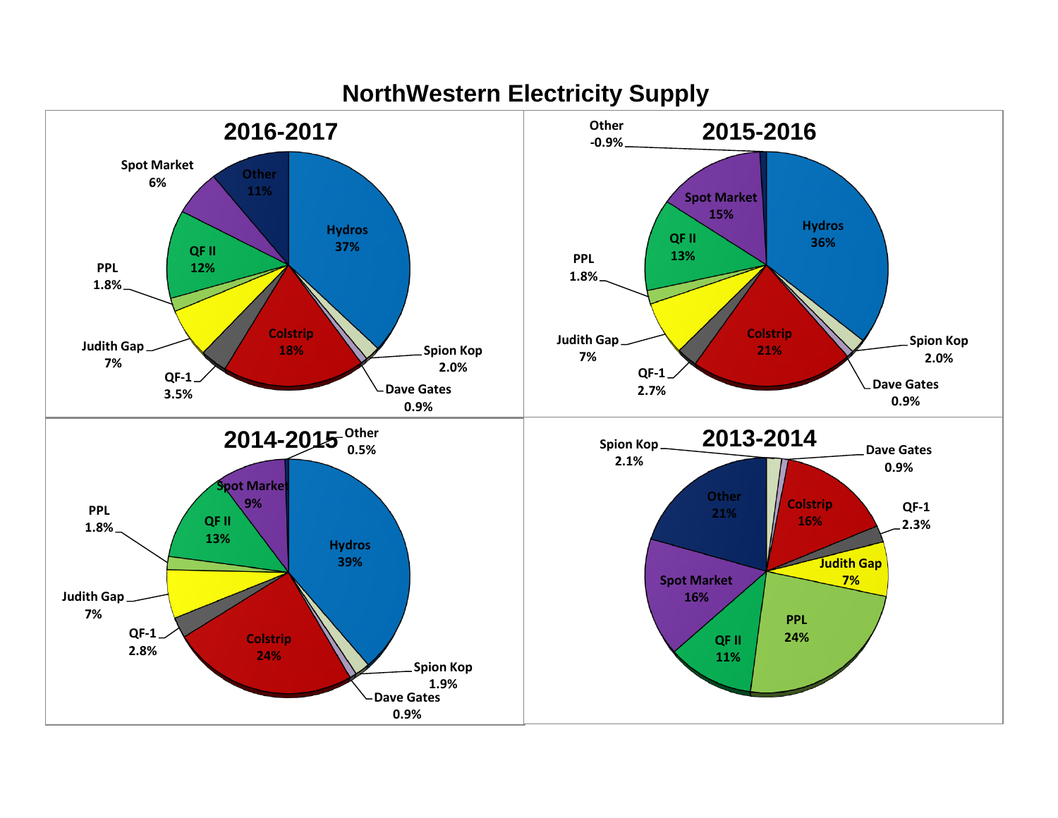# NorthWestern Electricity Supply

## 2016-2017

Hydros 37%
Spion Kop 2.0%
Dave Gates 0.9%
Colstrip 18%
QF-1 3.5%
Judith Gap 7%
PPL 1.8%
QF II 12%
Spot Market 6%
Other 11%

## 2015-2016

Other -0.9%
Hydros 36%
Spion Kop 2.0%
Dave Gates 0.9%
Colstrip 21%
QF-1 2.7%
Judith Gap 7%
PPL 1.8%
QF II 13%
Spot Market 15%

## 2014-2015

Other 0.5%
Hydros 39%
Spion Kop 1.9%
Dave Gates 0.9%
Colstrip 24%
QF-1 2.8%
Judith Gap 7%
PPL 1.8%
QF II 13%
Spot Market 9%

## 2013-2014

Spion Kop 2.1%
Dave Gates 0.9%
Colstrip 16%
QF-1 2.3%
Judith Gap 7%
PPL 24%
QF II 11%
Spot Market 16%
Other 21%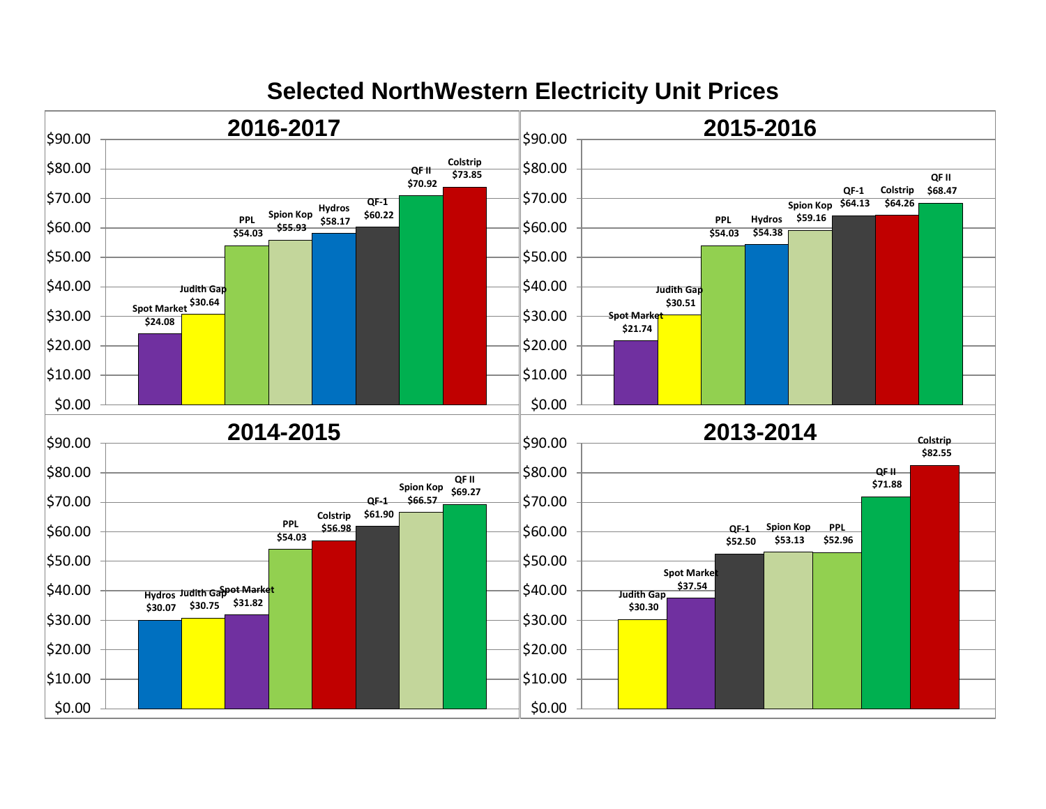# Selected NorthWestern Electricity Unit Prices

## 2016-2017

$90.00
$80.00
$70.00
$60.00
$50.00
$40.00
$30.00
$20.00
$10.00
$0.00

Spot Market $24.08
Judith Gap $30.64
PPL $54.03
Spion Kop $55.93
Hydros $58.17
QF-1 $60.22
QF II $70.92
Colstrip $73.85

## 2015-2016

$90.00
$80.00
$70.00
$60.00
$50.00
$40.00
$30.00
$20.00
$10.00
$0.00

Spot Market $21.74
Judith Gap $30.51
PPL $54.03
Hydros $54.38
Spion Kop $59.16
QF-1 $64.13
Colstrip $64.26
QF II $68.47

## 2014-2015

$90.00
$80.00
$70.00
$60.00
$50.00
$40.00
$30.00
$20.00
$10.00
$0.00

Hydros $30.07
Judith Gap $30.75
Spot Market $31.82
PPL $54.03
Colstrip $56.98
QF-1 $61.90
Spion Kop $66.57
QF II $69.27

## 2013-2014

$90.00
$80.00
$70.00
$60.00
$50.00
$40.00
$30.00
$20.00
$10.00
$0.00

Judith Gap $30.30
Spot Market $37.54
QF-1 $52.50
Spion Kop $53.13
PPL $52.96
QF II $71.88
Colstrip $82.55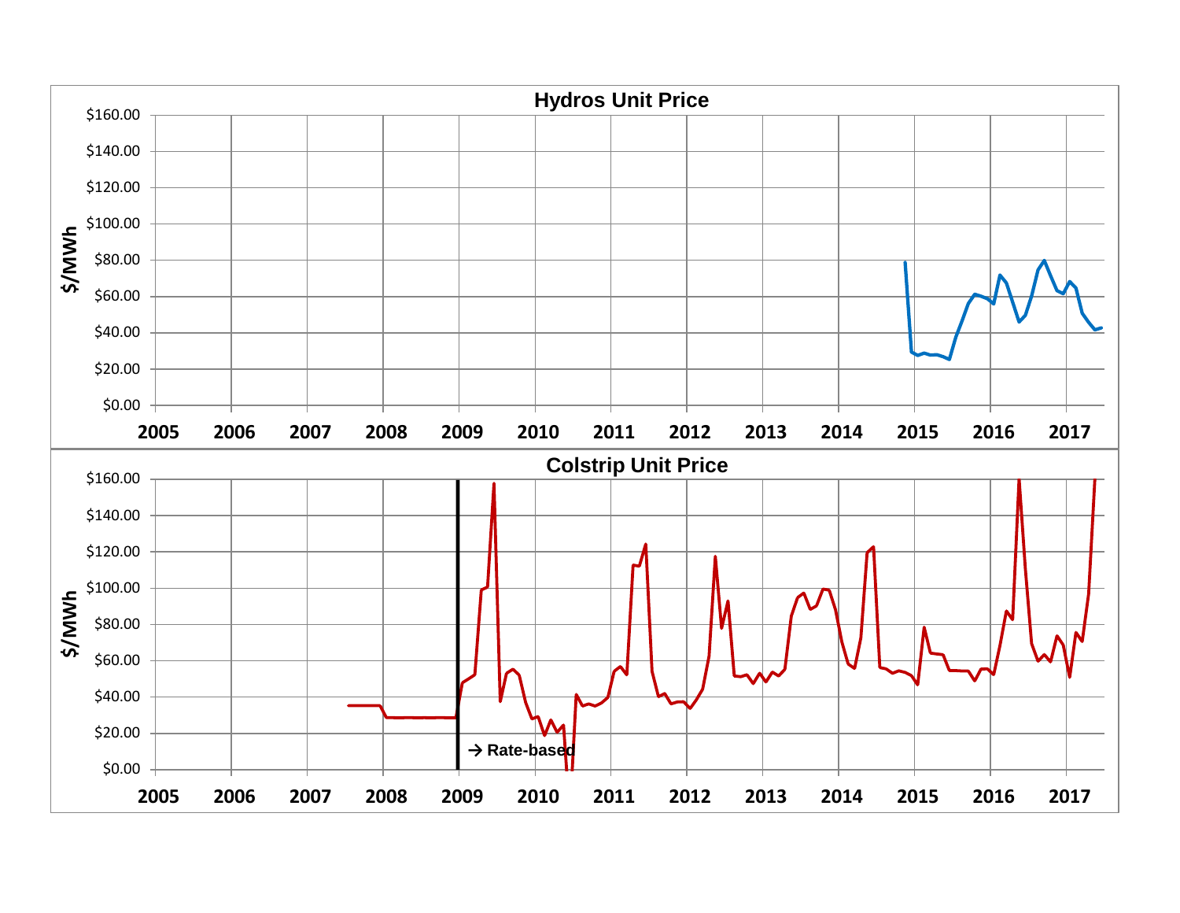Hydros Unit Price

$/MWh

$160.00
$140.00
$120.00
$100.00
$80.00
$60.00
$40.00
$20.00
$0.00

2005 2006 2007 2008 2009 2010 2011 2012 2013 2014 2015 2016 2017

Colstrip Unit Price

$/MWh

$160.00
$140.00
$120.00
$100.00
$80.00
$60.00
$40.00
$20.00
$0.00

→ Rate-based

2005 2006 2007 2008 2009 2010 2011 2012 2013 2014 2015 2016 2017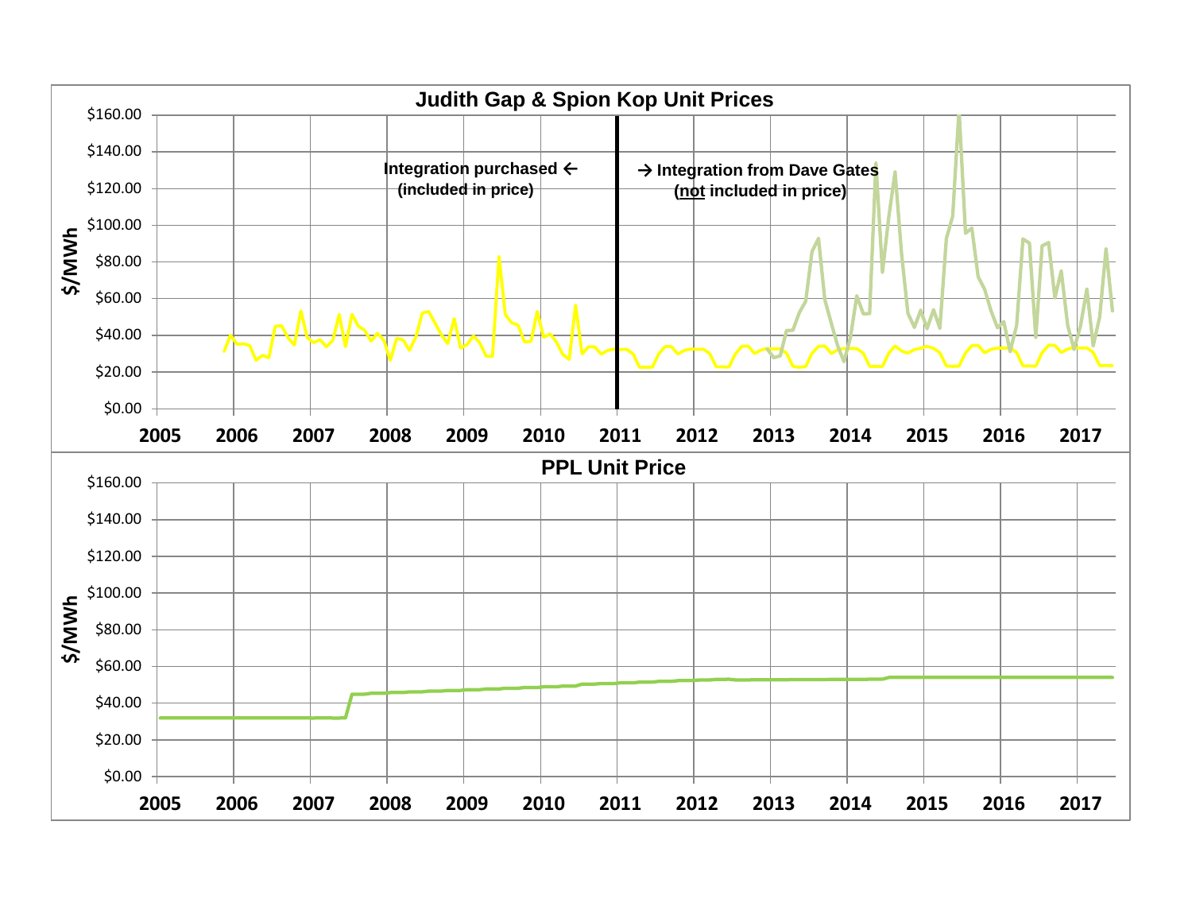Judith Gap & Spion Kop Unit Prices

$/MWh

$160.00
$140.00
$120.00
$100.00
$80.00
$60.00
$40.00
$20.00
$0.00

Integration purchased ← (included in price)

→ Integration from Dave Gates (not included in price)

2005 2006 2007 2008 2009 2010 2011 2012 2013 2014 2015 2016 2017

PPL Unit Price

$/MWh

$160.00
$140.00
$120.00
$100.00
$80.00
$60.00
$40.00
$20.00
$0.00

2005 2006 2007 2008 2009 2010 2011 2012 2013 2014 2015 2016 2017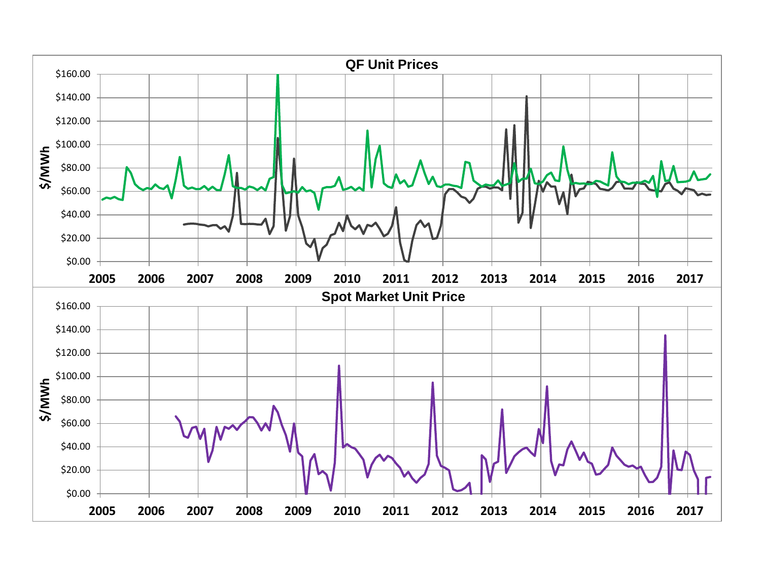**QF Unit Prices**

$/MWh

$160.00
$140.00
$120.00
$100.00
$80.00
$60.00
$40.00
$20.00
$0.00

2005 2006 2007 2008 2009 2010 2011 2012 2013 2014 2015 2016 2017

**Spot Market Unit Price**

$/MWh

$160.00
$140.00
$120.00
$100.00
$80.00
$60.00
$40.00
$20.00
$0.00

2005 2006 2007 2008 2009 2010 2011 2012 2013 2014 2015 2016 2017